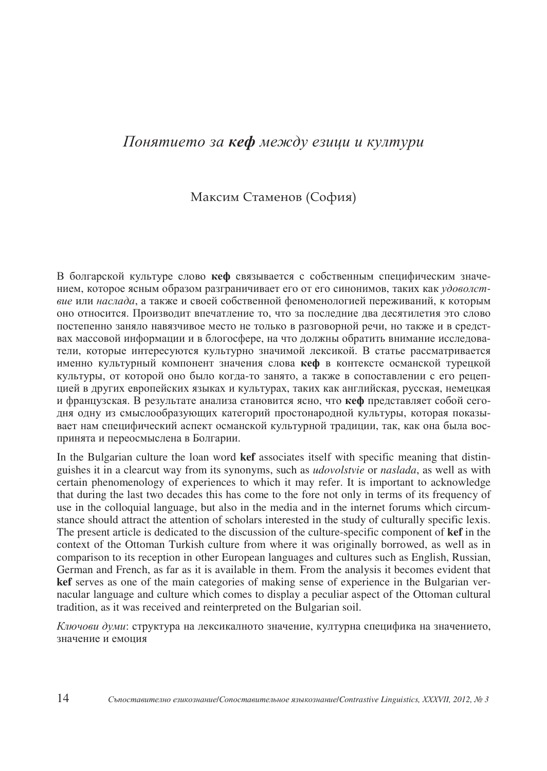# *Понятието за **кеф** между езици и култури*

Максим Стаменов (София)

В болгарской культуре слово **кеф** связывается с собственным специфическим значением, которое ясным образом разграничивает его от его синонимов, таких как *удовольствие* или *наслада*, а также и своей собственной феноменологией переживаний, к которым оно относится. Производит впечатление то, что за последние два десятилетия это слово постепенно заняло навязчивое место не только в разговорной речи, но также и в средствах массовой информации и в блогосфере, на что должны обратить внимание исследователи, которые интересуются культурно значимой лексикой. В статье рассматривается именно культурный компонент значения слова **кеф** в контексте османской турецкой культуры, от которой оно было когда-то занято, а также в сопоставлении с его рецепцией в других европейских языках и культурах, таких как английская, русская, немецкая и французская. В результате анализа становится ясно, что **кеф** представляет собой сегодня одну из смыслообразующих категорий простонародной культуры, которая показывает нам специфический аспект османской культурной традиции, так, как она была воспринята и переосмыслена в Болгарии.

In the Bulgarian culture the loan word **kef** associates itself with specific meaning that distinguishes it in a clearcut way from its synonyms, such as *udovolstvie* or *naslada*, as well as with certain phenomenology of experiences to which it may refer. It is important to acknowledge that during the last two decades this has come to the fore not only in terms of its frequency of use in the colloquial language, but also in the media and in the internet forums which circumstance should attract the attention of scholars interested in the study of culturally specific lexis. The present article is dedicated to the discussion of the culture-specific component of **kef** in the context of the Ottoman Turkish culture from where it was originally borrowed, as well as in comparison to its reception in other European languages and cultures such as English, Russian, German and French, as far as it is available in them. From the analysis it becomes evident that **kef** serves as one of the main categories of making sense of experience in the Bulgarian vernacular language and culture which comes to display a peculiar aspect of the Ottoman cultural tradition, as it was received and reinterpreted on the Bulgarian soil.

*Ключови думи*: структура на лексикалното значение, културна специфика на значението, значение и емоция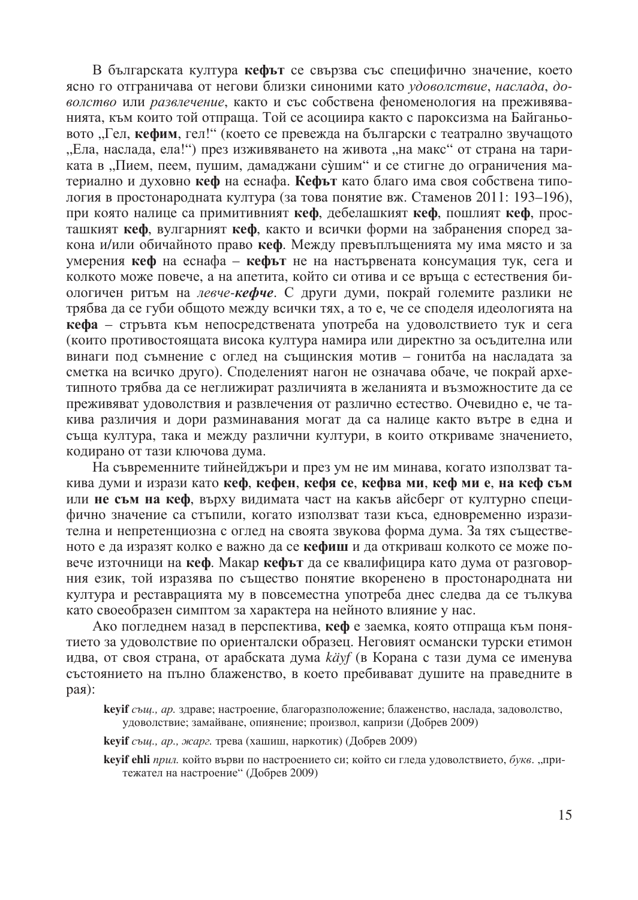В българската култура **кефът** се свързва със специфично значение, което ясно го отграничава от негови близки синоними като *удоволствие*, *наслада*, *доволство* или *развлечение*, както и със собствена феноменология на преживяванията, към които той отпраща. Той се асоциира както с пароксизма на Байганьовото „Гел, **кефим**, гел!“ (което се превежда на български с театрално звучащото „Ела, наслада, ела!“) през изживяването на живота „на макс“ от страна на тарикатa в „Пием, пеем, пушим, дамаджани сѝшим“ и се стигне до ограничения материално и духовно **кеф** на еснафа. **Кефът** като благо има своя собствена типология в простонародната култура (за това понятие вж. Стаменов 2011: 193–196), при която налице са примитивният **кеф**, дебелашкият **кеф**, пошлият **кеф**, просташкият **кеф**, вулгарният **кеф**, както и всички форми на забранения според закона и/или обичайното право **кеф**. Между превъплъщенията му има място и за умерения **кеф** на еснафа – **кефът** не на настървената консумация тук, сега и колкото може повече, а на апетита, който си отива и се връща с естествения биологичен ритъм на *левче-****кефче***. С други думи, покрай големите разлики не трябва да се губи общото между всички тях, а то е, че се споделя идеологията на **кефа** – стръвта към непосредствената употреба на удоволствието тук и сега (които противостоящата висока култура намира или директно за осъдителна или винаги под съмнение с оглед на същинския мотив – гонитба на насладата за сметка на всичко друго). Споделеният нагон не означава обаче, че покрай архетипното трябва да се неглижират различията в желанията и възможностите да се преживяват удоволствия и развлечения от различно естество. Очевидно е, че такива различия и дори разминавания могат да са налице както вътре в една и съща култура, така и между различни култури, в които откриваме значението, кодирано от тази ключова дума.

На съвременните тийнейджъри и през ум не им минава, когато използват такива думи и изрази като **кеф**, **кефен**, **кефя се**, **кефва ми**, **кеф ми е**, **на кеф съм** или **не съм на кеф**, върху видимата част на какъв айсберг от културно специфично значение са стъпили, когато използват тази къса, едновременно изразителна и непретенциозна с оглед на своята звукова форма дума. За тях същественото е да изразят колко е важно да се **кефиш** и да откриваш колкото се може повече източници на **кеф**. Макар **кефът** да се квалифицира като дума от разговорния език, той изразява по същество понятие вкоренено в простонародната ни култура и реставрацията му в повсеместна употреба днес следва да се тълкува като своеобразен симптом за характера на нейното влияние у нас.

Ако погледнем назад в перспектива, **кеф** е заемка, която отпраща към понятието за удоволствие по ориенталски образец. Неговият османски турски етимон идва, от своя страна, от арабската дума *käyf* (в Корана с тази дума се именува състоянието на пълно блаженство, в което пребивават душите на праведните в рая):

> **keyif** *същ., ар.* здраве; настроение, благоразположение; блаженство, наслада, задоволство, удоволствие; замайване, опиянение; произвол, капризи (Добрев 2009)
>
> **keyif** *същ., ар., жарг.* трева (хашиш, наркотик) (Добрев 2009)
>
> **keyif ehli** *прил.* който върви по настроението си; който си гледа удоволствието, *букв.* „притежател на настроение“ (Добрев 2009)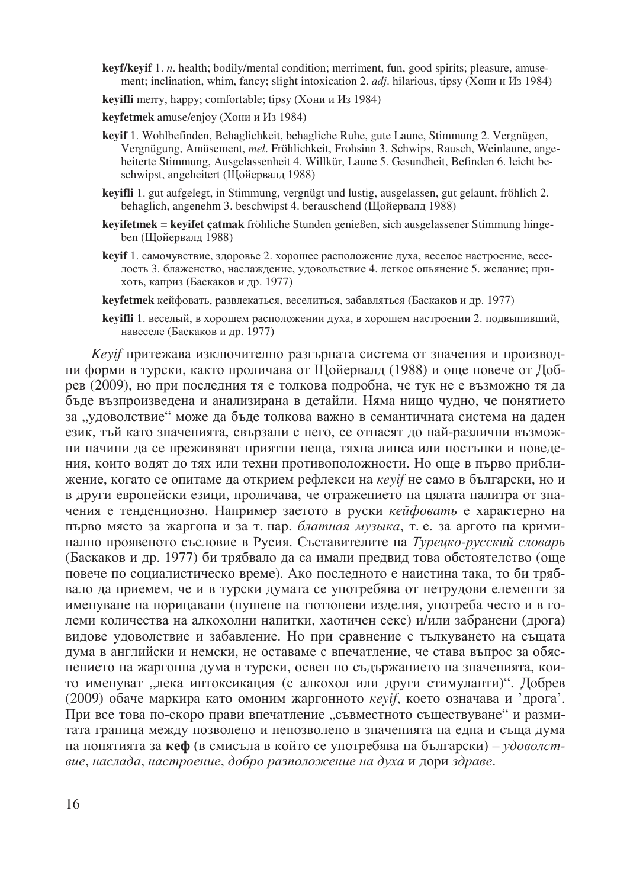**keyf/keyif** 1. *n*. health; bodily/mental condition; merriment, fun, good spirits; pleasure, amusement; inclination, whim, fancy; slight intoxication 2. *adj*. hilarious, tipsy (Хони и Из 1984)

**keyifli** merry, happy; comfortable; tipsy (Хони и Из 1984)

**keyfetmek** amuse/enjoy (Хони и Из 1984)

**keyif** 1. Wohlbefinden, Behaglichkeit, behagliche Ruhe, gute Laune, Stimmung 2. Vergnügen, Vergnügung, Amüsement, *mel*. Fröhlichkeit, Frohsinn 3. Schwips, Rausch, Weinlaune, angeheiterte Stimmung, Ausgelassenheit 4. Willkür, Laune 5. Gesundheit, Befinden 6. leicht beschwipst, angeheitert (Щойервалд 1988)

**keyifli** 1. gut aufgelegt, in Stimmung, vergnügt und lustig, ausgelassen, gut gelaunt, fröhlich 2. behaglich, angenehm 3. beschwipst 4. berauschend (Щойервалд 1988)

**keyifetmek = keyifet çatmak** fröhliche Stunden genießen, sich ausgelassener Stimmung hingeben (Щойервалд 1988)

**keyif** 1. самочувствие, здоровье 2. хорошее расположение духа, веселое настроение, веселость 3. блаженство, наслаждение, удовольствие 4. легкое опьянение 5. желание; прихоть, каприз (Баскаков и др. 1977)

**keyfetmek** кейфовать, развлекаться, веселиться, забавляться (Баскаков и др. 1977)

**keyifli** 1. веселый, в хорошем расположении духа, в хорошем настроении 2. подвыпивший, навеселе (Баскаков и др. 1977)

*Keyif* притежава изключително разгърната система от значения и производни форми в турски, както проличава от Щойервалд (1988) и още повече от Добрев (2009), но при последния тя е толкова подробна, че тук не е възможно тя да бъде възпроизведена и анализирана в детайли. Няма нищо чудно, че понятието за „удоволствие“ може да бъде толкова важно в семантичната система на даден език, тъй като значенията, свързани с него, се отнасят до най-различни възможни начини да се преживяват приятни неща, тяхна липса или постъпки и поведения, които водят до тях или техни противоположности. Но още в първо приближение, когато се опитаме да открием рефлекси на *keyif* не само в български, но и в други европейски езици, проличава, че отражението на цялата палитра от значения е тенденциозно. Например заетото в руски *кейфовать* е характерно на първо място за жаргона и за т. нар. *блатная музыка*, т. е. за аргото на криминално проявеното съсловие в Русия. Съставителите на *Турецко-русский словарь* (Баскаков и др. 1977) би трябвало да са имали предвид това обстоятелство (още повече по социалистическо време). Ако последното е наистина така, то би трябвало да приемем, че и в турски думата се употребява от нетрудови елементи за именуване на порицавани (пушене на тютюневи изделия, употреба често и в големи количества на алкохолни напитки, хаотичен секс) и/или забранени (дрога) видове удоволствие и забавление. Но при сравнение с тълкуването на същата дума в английски и немски, не оставаме с впечатление, че става въпрос за обяснението на жаргонна дума в турски, освен по съдържанието на значенията, които именуват „лека интоксикация (с алкохол или други стимуланти)“. Добрев (2009) обаче маркира като омоним жаргонното *keyif*, което означава и ’дрога’. При все това по-скоро прави впечатление „съвместното съществуване“ и размитата граница между позволено и непозволено в значенията на една и съща дума на понятията за **кеф** (в смисъла в който се употребява на български) – *удоволствие*, *наслада*, *настроение*, *добро разположение на духа* и дори *здраве*.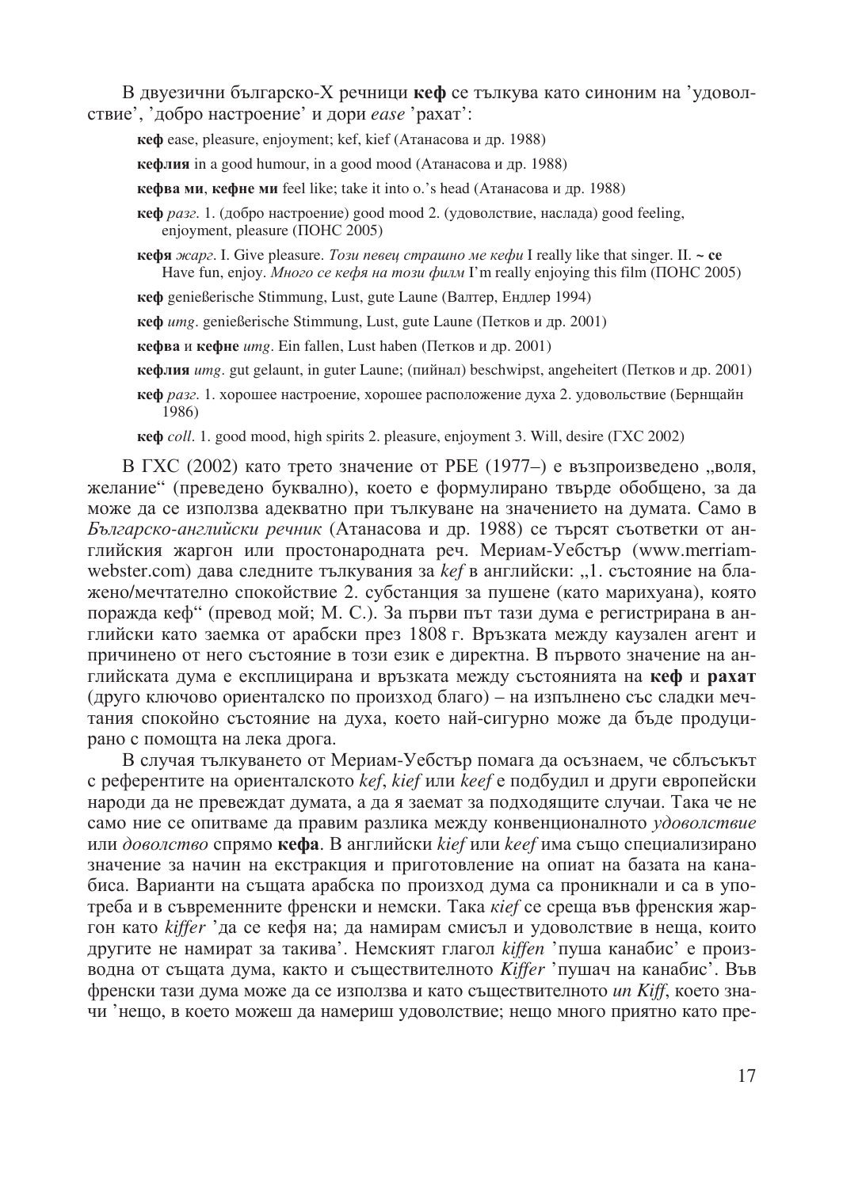В двуезични българско-Х речници **кеф** се тълкува като синоним на 'удоволствие', 'добро настроение' и дори *ease* 'рахат':

**кеф** ease, pleasure, enjoyment; kef, kief (Атанасова и др. 1988)

**кефлия** in a good humour, in a good mood (Атанасова и др. 1988)

**кефва ми**, **кефне ми** feel like; take it into o.'s head (Атанасова и др. 1988)

**кеф** *разг.* 1. (добро настроение) good mood 2. (удоволствие, наслада) good feeling, enjoyment, pleasure (ПОНС 2005)

**кефя** *жарг.* I. Give pleasure. *Този певец страшно ме кефи* I really like that singer. II. **~ се** Have fun, enjoy. *Много се кефя на този филм* I'm really enjoying this film (ПОНС 2005)

**кеф** genießerische Stimmung, Lust, gute Laune (Валтер, Ендлер 1994)

**кеф** *umg.* genießerische Stimmung, Lust, gute Laune (Петков и др. 2001)

**кефва** и **кефне** *umg.* Ein fallen, Lust haben (Петков и др. 2001)

**кефлия** *umg.* gut gelaunt, in guter Laune; (пийнал) beschwipst, angeheitert (Петков и др. 2001)

**кеф** *разг.* 1. хорошее настроение, хорошее расположение духа 2. удовольствие (Бернщайн 1986)

**кеф** *coll.* 1. good mood, high spirits 2. pleasure, enjoyment 3. Will, desire (ГХС 2002)

В ГХС (2002) като трето значение от РБЕ (1977–) е възпроизведено „воля, желание" (преведено буквално), което е формулирано твърде обобщено, за да може да се използва адекватно при тълкуване на значението на думата. Само в *Българско-английски речник* (Атанасова и др. 1988) се търсят съответки от английския жаргон или простонародната реч. Мериам-Уебстър (www.merriam-webster.com) дава следните тълкувания за *kef* в английски: „1. състояние на блажено/мечтателно спокойствие 2. субстанция за пушене (като марихуана), която поражда кеф" (превод мой; М. С.). За първи път тази дума е регистрирана в английски като заемка от арабски през 1808 г. Връзката между каузален агент и причинено от него състояние в този език е директна. В първото значение на английската дума е експлицирана и връзката между състоянията на **кеф** и **рахат** (друго ключово ориенталско по произход благо) – на изпълнено със сладки мечтания спокойно състояние на духа, което най-сигурно може да бъде продуцирано с помощта на лека дрога.

В случая тълкуването от Мериам-Уебстър помага да осъзнаем, че сблъсъкът с референтите на ориенталското *kef*, *kief* или *keef* е подбудил и други европейски народи да не превеждат думата, а да я заемат за подходящите случаи. Така че не само ние се опитваме да правим разлика между конвенционалното *удоволствие* или *доволство* спрямо **кефа**. В английски *kief* или *keef* има също специализирано значение за начин на екстракция и приготовление на опиат на базата на канабиса. Варианти на същата арабска по произход дума са проникнали и са в употреба и в съвременните френски и немски. Така *kief* се среща във френския жаргон като *kiffer* 'да се кефя на; да намирам смисъл и удоволствие в неща, които другите не намират за такива'. Немският глагол *kiffen* 'пуша канабис' е производна от същата дума, както и съществителното *Kiffer* 'пушач на канабис'. Във френски тази дума може да се използва и като съществителното *un Kiff*, което значи 'нещо, в което можеш да намериш удоволствие; нещо много приятно като пре-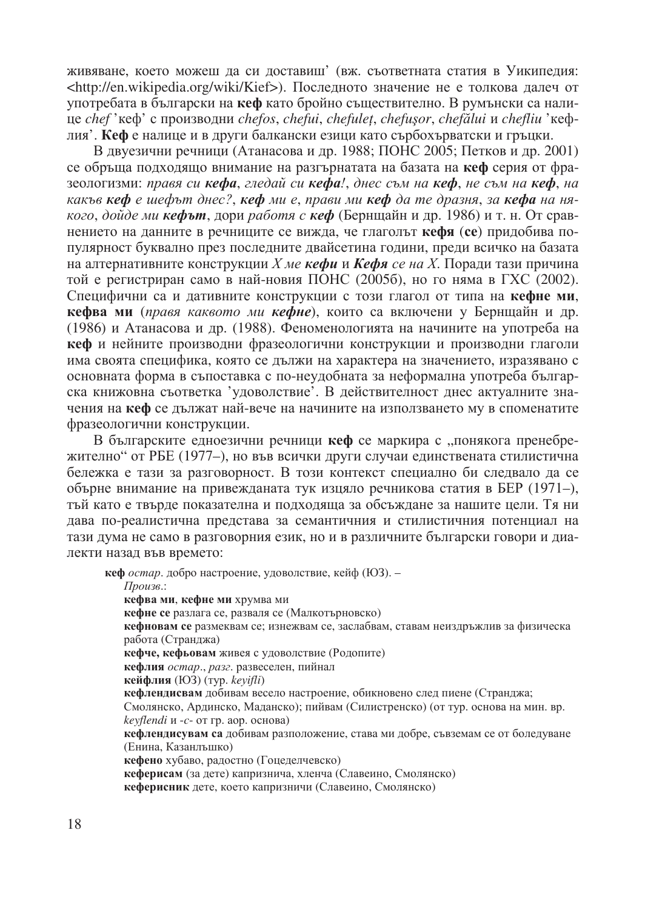живяване, което можеш да си доставиш' (вж. съответната статия в Уикипедия: <http://en.wikipedia.org/wiki/Kief>). Последното значение не е толкова далеч от употребата в български на **кеф** като бройно съществително. В румънски са налице *chef* 'кеф' с производни *chefos*, *chefui*, *chefuleț*, *chefușor*, *chefălui* и *chefliu* 'кефлия'. **Кеф** е налице и в други балкански езици като сърбохърватски и гръцки.

В двуезични речници (Атанасова и др. 1988; ПОНС 2005; Петков и др. 2001) се обръща подходящо внимание на разгърнатата на базата на **кеф** серия от фразеологизми: *правя си **кефа***, *гледай си **кефа**!*, *днес съм на **кеф***, *не съм на **кеф***, *на какъв **кеф** е шефът днес?*, ***кеф** ми е*, *прави ми **кеф** да те дразня*, *за **кефа** на някого*, *дойде ми **кефът***, дори *работя с **кеф*** (Бернщайн и др. 1986) и т. н. От сравнението на данните в речниците се вижда, че глаголът **кефя** (**се**) придобива популярност буквално през последните двайсетина години, преди всичко на базата на алтернативните конструкции *X ме **кефи*** и ***Кефя** се на X*. Поради тази причина той е регистриран само в най-новия ПОНС (2005б), но го няма в ГХС (2002). Специфични са и дативните конструкции с този глагол от типа на **кефне ми**, **кефва ми** (*правя каквото ми **кефне***), които са включени у Бернщайн и др. (1986) и Атанасова и др. (1988). Феноменологията на начините на употреба на **кеф** и нейните производни фразеологични конструкции и производни глаголи има своята специфика, която се дължи на характера на значението, изразявано с основната форма в съпоставка с по-неудобната за неформална употреба българска книжовна съответка 'удоволствие'. В действителност днес актуалните значения на **кеф** се дължат най-вече на начините на използването му в споменатите фразеологични конструкции.

В българските едноезични речници **кеф** се маркира с „понякога пренебрежително" от РБЕ (1977–), но във всички други случаи единствената стилистична бележка е тази за разговорност. В този контекст специално би следвало да се обърне внимание на привежданата тук изцяло речникова статия в БЕР (1971–), тъй като е твърде показателна и подходяща за обсъждане за нашите цели. Тя ни дава по-реалистична представа за семантичния и стилистичния потенциал на тази дума не само в разговорния език, но и в различните български говори и диалекти назад във времето:

> **кеф** *остар.* добро настроение, удоволствие, кейф (ЮЗ). –
> *Произв.*:
> **кефва ми**, **кефне ми** хрумва ми
> **кефне се** разлага се, разваля се (Малкотърновско)
> **кефновам се** размеквам се; изнежвам се, заслабвам, ставам неиздръжлив за физическа работа (Странджа)
> **кефче, кефьовам** живея с удоволствие (Родопите)
> **кефлия** *остар.*, *разг.* развеселен, пийнал
> **кейфлия** (ЮЗ) (тур. *keyifli*)
> **кефлендисвам** добивам весело настроение, обикновено след пиене (Странджа; Смолянско, Ардинско, Маданско); пийвам (Силистренско) (от тур. основа на мин. вр. *keyflendi* и *-с-* от гр. аор. основа)
> **кефлендисувам са** добивам разположение, става ми добре, съвземам се от боледуване (Енина, Казанлъшко)
> **кефено** хубаво, радостно (Гоцеделчевско)
> **кеферисам** (за дете) капризнича, хленча (Славеино, Смолянско)
> **кеферисник** дете, което капризничи (Славеино, Смолянско)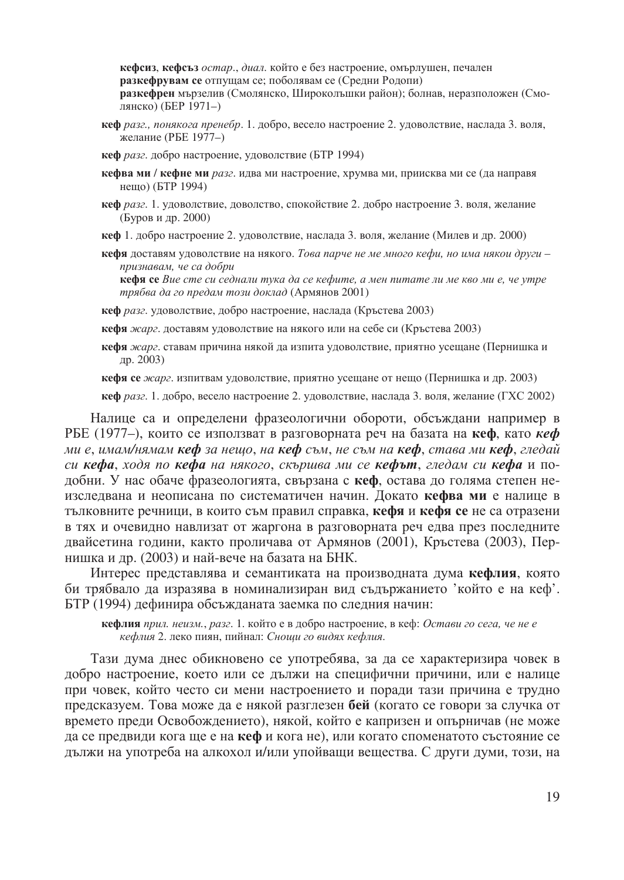**кефсиз**, **кефсъз** *остар.*, *диал.* който е без настроение, омърлушен, печален
**разкефрувам се** отпущам се; поболявам се (Средни Родопи)
**разкефрен** мързелив (Смолянско, Широколъшки район); болнав, неразположен (Смолянско) (БЕР 1971–)

**кеф** *разг., понякога пренебр*. 1. добро, весело настроение 2. удоволствие, наслада 3. воля, желание (РБЕ 1977–)

**кеф** *разг.* добро настроение, удоволствие (БТР 1994)

**кефва ми / кефне ми** *разг.* идва ми настроение, хрумва ми, прииска ми се (да направя нещо) (БТР 1994)

**кеф** *разг.* 1. удоволствие, доволство, спокойствие 2. добро настроение 3. воля, желание (Буров и др. 2000)

**кеф** 1. добро настроение 2. удоволствие, наслада 3. воля, желание (Милев и др. 2000)

**кефя** доставям удоволствие на някого. *Това парче не ме много кефи, но има някои други – признавам, че са добри*
**кефя се** *Вие сте си седнали тука да се кефите, а мен питате ли ме кво ми е, че утре трябва да го предам този доклад* (Армянов 2001)

**кеф** *разг.* удоволствие, добро настроение, наслада (Кръстева 2003)

**кефя** *жарг.* доставям удоволствие на някого или на себе си (Кръстева 2003)

**кефя** *жарг.* ставам причина някой да изпита удоволствие, приятно усещане (Пернишка и др. 2003)

**кефя се** *жарг.* изпитвам удоволствие, приятно усещане от нещо (Пернишка и др. 2003)

**кеф** *разг.* 1. добро, весело настроение 2. удоволствие, наслада 3. воля, желание (ГХС 2002)

Налице са и определени фразеологични обороти, обсъждани например в РБЕ (1977–), които се използват в разговорната реч на базата на **кеф**, като ***кеф** ми е*, *имам/нямам **кеф** за нещо*, *на **кеф** съм*, *не съм на **кеф***, *става ми **кеф***, *гледай си **кефа***, *ходя по **кефа** на някого*, *скършва ми се **кефът***, *гледам си **кефа*** и подобни. У нас обаче фразеологията, свързана с **кеф**, остава до голяма степен неизследвана и неописана по систематичен начин. Докато **кефва ми** е налице в тълковните речници, в които съм правил справка, **кефя** и **кефя се** не са отразени в тях и очевидно навлизат от жаргона в разговорната реч едва през последните двайсетина години, както проличава от Армянов (2001), Кръстева (2003), Пернишка и др. (2003) и най-вече на базата на БНК.

Интерес представлява и семантиката на производната дума **кефлия**, която би трябвало да изразява в номинализиран вид съдържанието 'който е на кеф'. БТР (1994) дефинира обсъжданата заемка по следния начин:

**кефлия** *прил. неизм.*, *разг.* 1. който е в добро настроение, в кеф: *Остави го сега, че не е кефлия* 2. леко пиян, пийнал: *Снощи го видях кефлия*.

Тази дума днес обикновено се употребява, за да се характеризира човек в добро настроение, което или се дължи на специфични причини, или е налице при човек, който често си мени настроението и поради тази причина е трудно предсказуем. Това може да е някой разглезен **бей** (когато се говори за случка от времето преди Освобождението), някой, който е капризен и опърничав (не може да се предвиди кога ще е на **кеф** и кога не), или когато споменатото състояние се дължи на употреба на алкохол и/или упойващи вещества. С други думи, този, на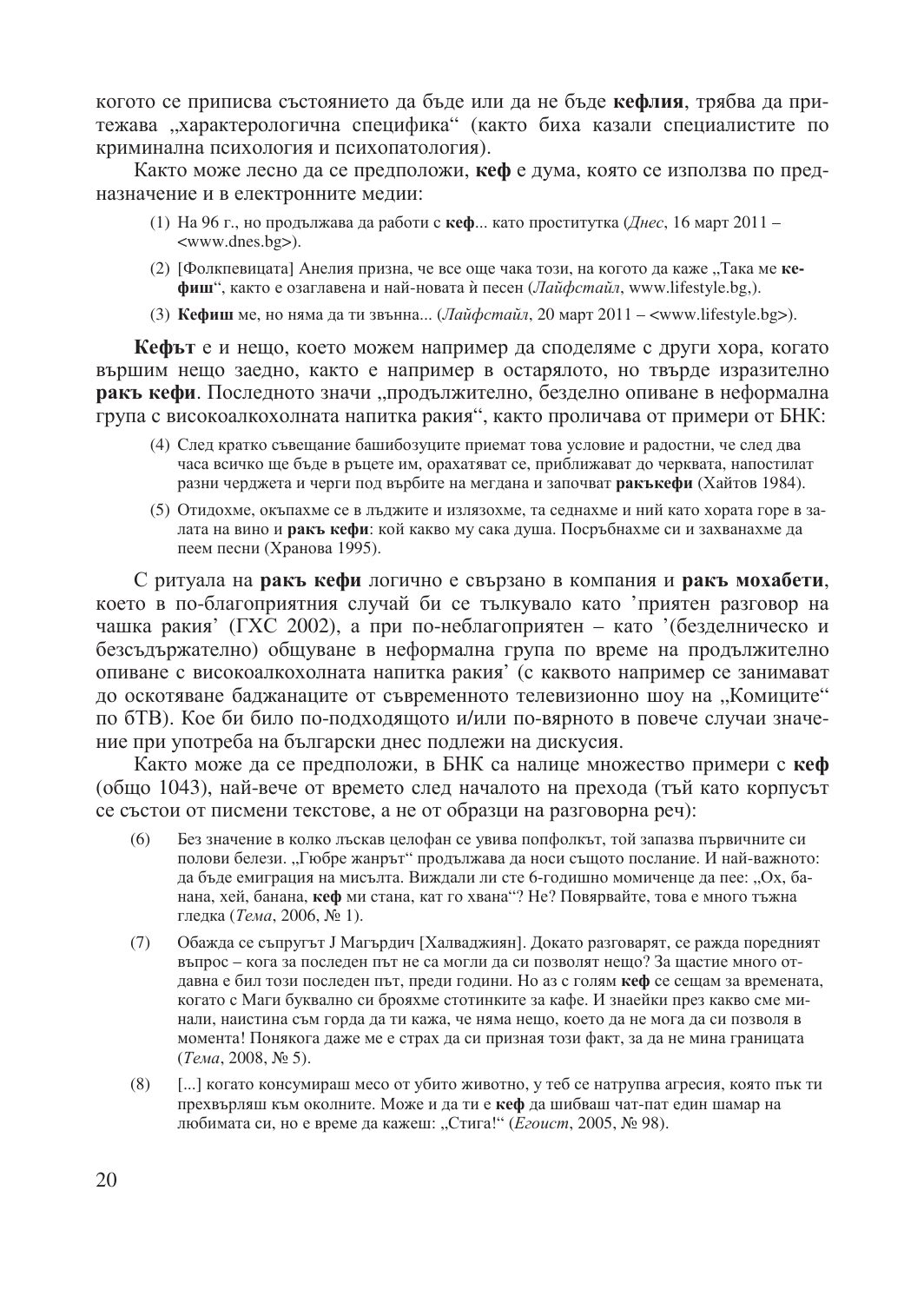когото се приписва състоянието да бъде или да не бъде **кефлия**, трябва да притежава „характерологична специфика“ (както биха казали специалистите по криминална психология и психопатология).

Както може лесно да се предположи, **кеф** е дума, която се използва по предназначение и в електронните медии:

(1) На 96 г., но продължава да работи с **кеф**... като проститутка (*Днес*, 16 март 2011 – <www.dnes.bg>).

(2) [Фолкпевицата] Анелия призна, че все още чака този, на когото да каже „Така ме **кефиш**“, както е озаглавена и най-новата ѝ песен (*Лайфстайл*, www.lifestyle.bg,).

(3) **Кефиш** ме, но няма да ти звънна... (*Лайфстайл*, 20 март 2011 – <www.lifestyle.bg>).

**Кефът** е и нещо, което можем например да споделяме с други хора, когато вършим нещо заедно, както е например в остарялото, но твърде изразително **ракъ кефи**. Последното значи „продължително, безделно опиване в неформална група с високоалкохолната напитка ракия“, както проличава от примери от БНК:

(4) След кратко съвещание башибозуците приемат това условие и радостни, че след два часа всичко ще бъде в ръцете им, орахатяват се, приближават до черквата, напостилат разни черджета и черги под върбите на мегдана и започват **ракъкефи** (Хайтов 1984).

(5) Отидохме, окъпахме се в лъджите и излязохме, та седнахме и ний като хората горе в залата на вино и **ракъ кефи**: кой какво му сака душа. Посръбнахме си и захванахме да пеем песни (Хранова 1995).

С ритуала на **ракъ кефи** логично е свързано в компания и **ракъ мохабети**, което в по-благоприятния случай би се тълкувало като 'приятен разговор на чашка ракия' (ГХС 2002), а при по-неблагоприятен – като '(безделническо и безсъдържателно) общуване в неформална група по време на продължително опиване с високоалкохолната напитка ракия' (с каквото например се занимават до оскотяване баджанаците от съвременното телевизионно шоу на „Комиците“ по бТВ). Кое би било по-подходящото и/или по-вярното в повече случаи значение при употреба на български днес подлежи на дискусия.

Както може да се предположи, в БНК са налице множество примери с **кеф** (общо 1043), най-вече от времето след началото на прехода (тъй като корпусът се състои от писмени текстове, а не от образци на разговорна реч):

(6) Без значение в колко лъскав целофан се увива попфолкът, той запазва първичните си полови белези. „Гюбре жанрът“ продължава да носи същото послание. И най-важното: да бъде емиграция на мисълта. Виждали ли сте 6-годишно момиченце да пее: „Ох, банана, хей, банана, **кеф** ми стана, кат го хвана“? Не? Повярвайте, това е много тъжна гледка (*Тема*, 2006, № 1).

(7) Обажда се съпругът Ј Магърдич [Халваджиян]. Докато разговарят, се ражда поредният въпрос – кога за последен път не са могли да си позволят нещо? За щастие много отдавна е бил този последен път, преди години. Но аз с голям **кеф** се сещам за времената, когато с Маги буквално си брояхме стотинките за кафе. И знаейки през какво сме минали, наистина съм горда да ти кажа, че няма нещо, което да не мога да си позволя в момента! Понякога даже ме е страх да си призная този факт, за да не мина границата (*Тема*, 2008, № 5).

(8) [...] когато консумираш месо от убито животно, у теб се натрупва агресия, която пък ти прехвърляш към околните. Може и да ти е **кеф** да шибваш чат-пат един шамар на любимата си, но е време да кажеш: „Стига!“ (*Егоист*, 2005, № 98).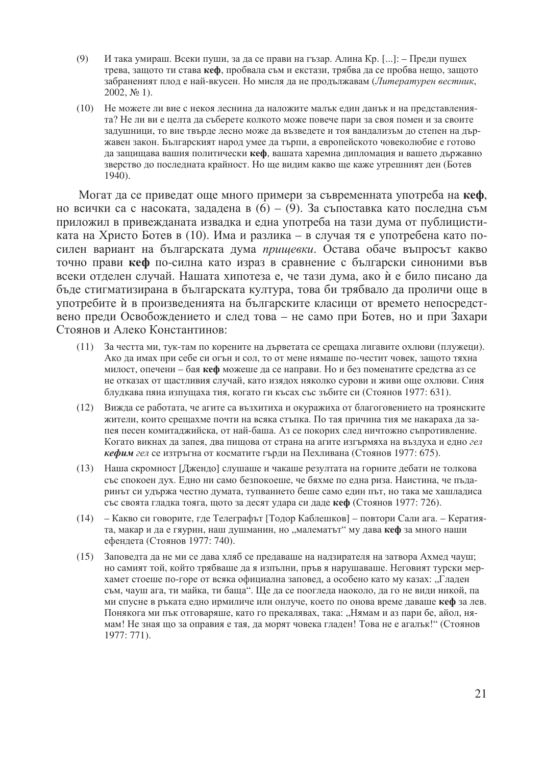(9) И така умираш. Всеки пуши, за да се прави на гъзар. Алина Кр. [...]: – Преди пушех трева, защото ти става **кеф**, пробвала съм и екстази, трябва да се пробва нещо, защото забраненият плод е най-вкусен. Но мисля да не продължавам (*Литературен вестник*, 2002, № 1).

(10) Не можете ли вие с некоя леснина да наложите малък един данък и на представленията? Не ли ви е целта да съберете колкото може повече пари за своя помен и за своите задушници, то вие твърде лесно може да възведете и тоя вандализъм до степен на държавен закон. Българският народ умее да търпи, а европейското човеколюбие е готово да защищава вашия политически **кеф**, вашата харемна дипломация и вашето държавно зверство до последната крайност. Но ще видим какво ще каже утрешният ден (Ботев 1940).

Могат да се приведат още много примери за съвременната употреба на **кеф**, но всички са с насоката, зададена в (6) – (9). За съпоставка като последна съм приложил в привежданата извадка и една употреба на тази дума от публицистиката на Христо Ботев в (10). Има и разлика – в случая тя е употребена като посилен вариант на българската дума *прищевки*. Остава обаче въпросът какво точно прави **кеф** по-силна като израз в сравнение с български синоними във всеки отделен случай. Нашата хипотеза е, че тази дума, ако ѝ е било писано да бъде стигматизирана в българската култура, това би трябвало да проличи още в употребите ѝ в произведенията на българските класици от времето непосредствено преди Освобождението и след това – не само при Ботев, но и при Захари Стоянов и Алеко Константинов:

(11) За честта ми, тук-там по корените на дърветата се срещаха лигавите охлюви (плужеци). Ако да имах при себе си огън и сол, то от мене нямаше по-честит човек, защото тяхна милост, опечени – бая **кеф** можеше да се направи. Но и без поменатите средства аз се не отказах от щастливия случай, като изядох няколко сурови и живи още охлюви. Синя блудкава пяна изпущаха тия, когато ги късах със зъбите си (Стоянов 1977: 631).

(12) Вижда се работата, че агите са възхитиха и окуражиха от благоговението на троянските жители, които срещахме почти на всяка стъпка. По тая причина тия ме накараха да запея песен комитаджийска, от най-баша. Аз се покорих след ничтожно съпротивление. Когато викнах да запея, два пищова от страна на агите изгърмяха на въздуха и едно *гел **кефим** гел* се изтръгна от косматите гърди на Пехливана (Стоянов 1977: 675).

(13) Наша скромност [Джендо] слушаше и чакаше резултата на горните дебати не толкова със спокоен дух. Едно ни само безпокоеше, че бяхме по една риза. Наистина, че пъдаринът си удържа честно думата, тупванието беше само един път, но така ме хашладиса със своята гладка тояга, щото за десят удара си даде **кеф** (Стоянов 1977: 726).

(14) – Какво си говорите, где Телеграфът [Тодор Каблешков] – повтори Сали ага. – Кератията, макар и да е гяурин, наш душманин, но „малематът" му дава **кеф** за много наши ефендета (Стоянов 1977: 740).

(15) Заповедта да не ми се дава хляб се предаваше на надзирателя на затвора Ахмед чауш; но самият той, който трябваше да я изпълни, пръв я нарушаваше. Неговият турски мерхамет стоеше по-горе от всяка официална заповед, а особено като му казах: „Гладен съм, чауш ага, ти майка, ти баща". Ще да се поогледа наоколо, да го не види никой, па ми спусне в ръката едно ирмиличе или онлуче, което по онова време даваше **кеф** за лев. Понякога ми пък отговаряше, като го прекалявах, така: „Нямам и аз пари бе, айол, нямам! Не зная що за оправия е тая, да морят човека гладен! Това не е агалък!" (Стоянов 1977: 771).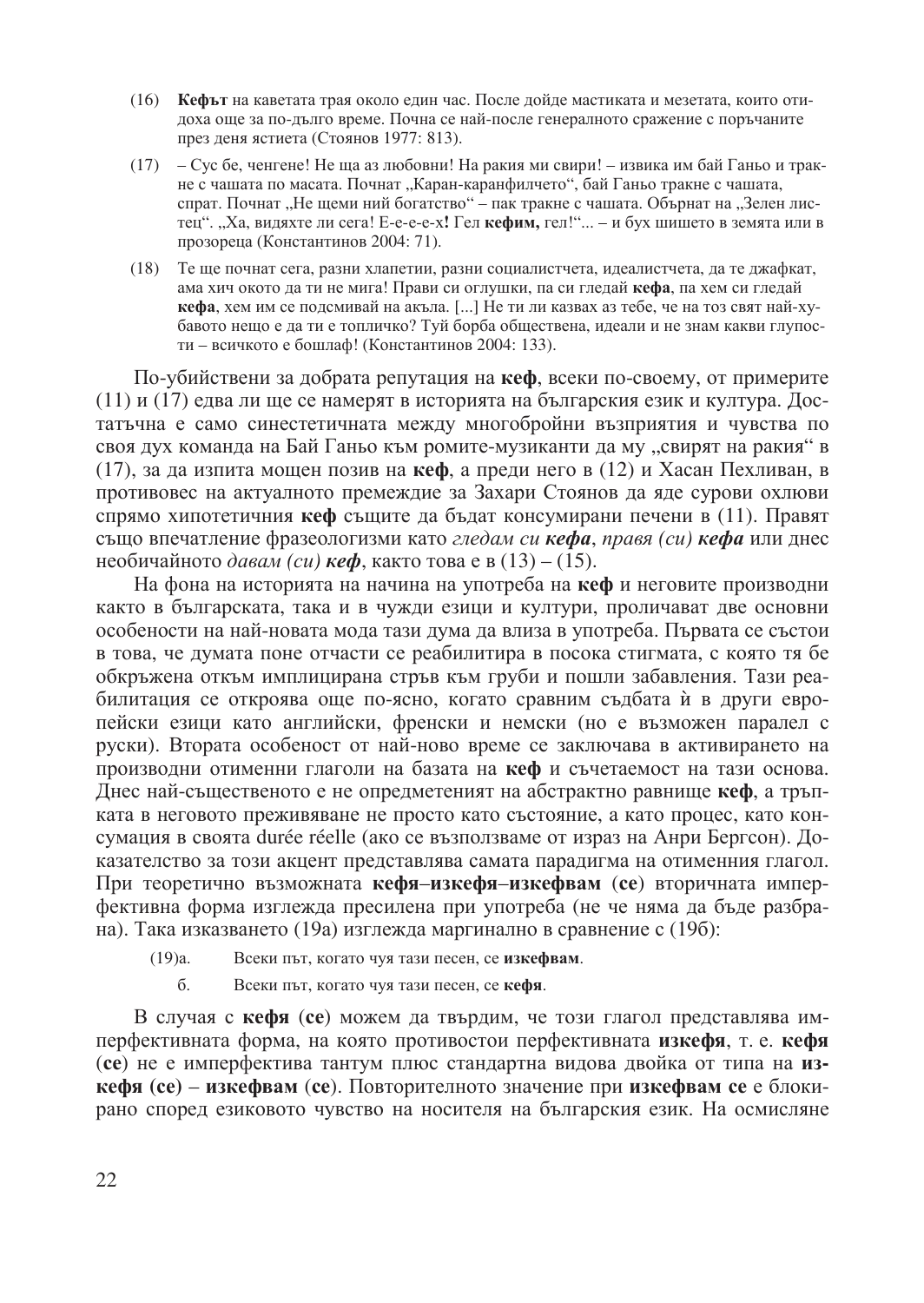(16) **Кефът** на каветата трая около един час. После дойде мастиката и мезетата, които отидоха още за по-дълго време. Почна се най-после генералното сражение с поръчаните през деня ястиета (Стоянов 1977: 813).

(17) – Сус бе, ченгене! Не ща аз любовни! На ракия ми свири! – извика им бай Ганьо и тракне с чашата по масата. Почнат „Каран-каранфилчето", бай Ганьо тракне с чашата, спрат. Почнат „Не щеми ний богатство" – пак тракне с чашата. Обърнат на „Зелен листец". „Ха, видяхте ли сега! Е-е-е-е-х**!** Гел **кефим,** гел!"... – и бух шишето в земята или в прозореца (Константинов 2004: 71).

(18) Те ще почнат сега, разни хлапетии, разни социалистчета, идеалистчета, да те джафкат, ама хич окото да ти не мига! Прави си оглушки, па си гледай **кефа**, па хем си гледай **кефа**, хем им се подсмивай на акъла. [...] Не ти ли казвах аз тебе, че на тоз свят най-хубавото нещо е да ти е топличко? Туй борба обществена, идеали и не знам какви глупости – всичкото е бошлаф! (Константинов 2004: 133).

По-убийствени за добрата репутация на **кеф**, всеки по-своему, от примерите (11) и (17) едва ли ще се намерят в историята на българския език и култура. Достатъчна е само синестетичната между многобройни възприятия и чувства по своя дух команда на Бай Ганьо към ромите-музиканти да му „свирят на ракия" в (17), за да изпита мощен позив на **кеф**, а преди него в (12) и Хасан Пехливан, в противовес на актуалното премеждие за Захари Стоянов да яде сурови охлюви спрямо хипотетичния **кеф** същите да бъдат консумирани печени в (11). Правят също впечатление фразеологизми като *гледам си **кефа***, *правя (си) **кефа*** или днес необичайното *давам (си) **кеф***, както това е в (13) – (15).

На фона на историята на начина на употреба на **кеф** и неговите производни както в българската, така и в чужди езици и култури, проличават две основни особености на най-новата мода тази дума да влиза в употреба. Първата се състои в това, че думата поне отчасти се реабилитира в посока стигмата, с която тя бе обкръжена откъм имплицирана стръв към груби и пошли забавления. Тази реабилитация се откроява още по-ясно, когато сравним съдбата ѝ в други европейски езици като английски, френски и немски (но е възможен паралел с руски). Втората особеност от най-ново време се заключава в активирането на производни отименни глаголи на базата на **кеф** и съчетаемост на тази основа. Днес най-съществено е не опредметеният на абстрактно равнище **кеф**, а тръпката в неговото преживяване не просто като състояние, а като процес, като консумация в своята durée réelle (ако се възползваме от израз на Анри Бергсон). Доказателство за този акцент представлява самата парадигма на отименния глагол. При теоретично възможната **кефя**–**изкефя**–**изкефвам** (**се**) вторичната имперфективна форма изглежда пресилена при употреба (не че няма да бъде разбрана). Така изказването (19а) изглежда маргинално в сравнение с (19б):

(19)а. Всеки път, когато чуя тази песен, се **изкефвам**.

б. Всеки път, когато чуя тази песен, се **кефя**.

В случая с **кефя** (**се**) можем да твърдим, че този глагол представлява имперфективната форма, на която противостои перфективната **изкефя**, т. е. **кефя** (**се**) не е имперфектива тантум плюс стандартна видова двойка от типа на **изкефя (се)** – **изкефвам** (**се**). Повторителното значение при **изкефвам се** е блокирано според езиковото чувство на носителя на българския език. На осмисляне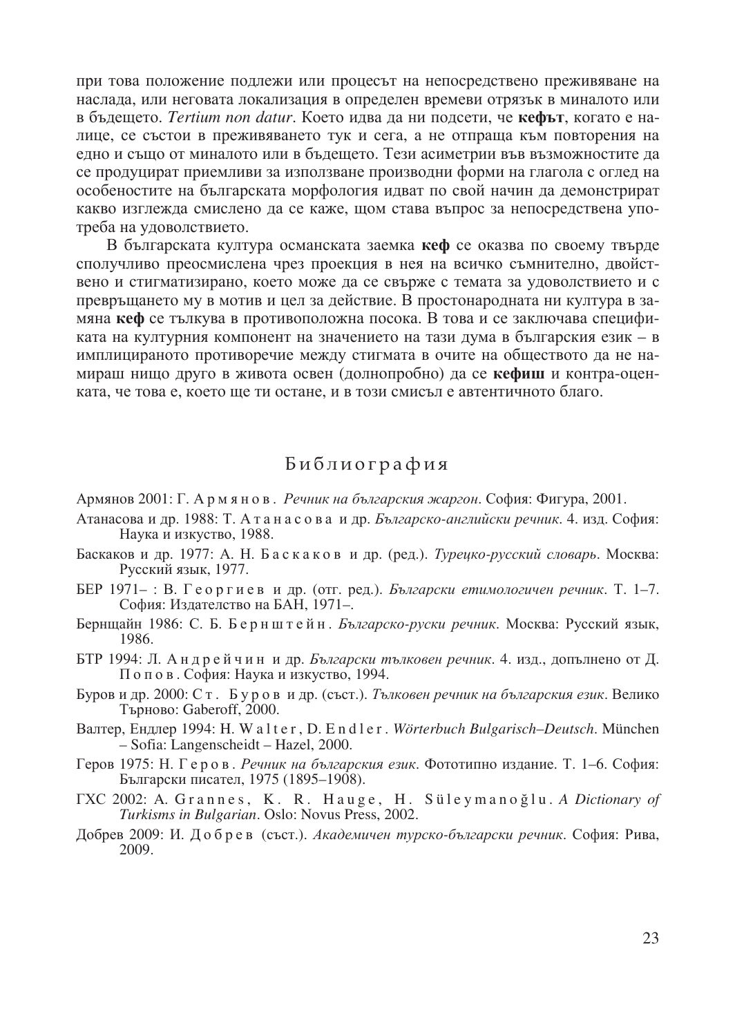при това положение подлежи или процесът на непосредствено преживяване на наслада, или неговата локализация в определен времеви отрязък в миналото или в бъдещето. *Tertium non datur*. Което идва да ни подсети, че **кефът**, когато е налице, се състои в преживяването тук и сега, а не отпраща към повторения на едно и също от миналото или в бъдещето. Тези асиметрии във възможностите да се продуцират приемливи за използване производни форми на глагола с оглед на особеностите на българската морфология идват по свой начин да демонстрират какво изглежда смислено да се каже, щом става въпрос за непосредствена употреба на удоволствието.

В българската култура османската заемка **кеф** се оказва по своему твърде сполучливо преосмислена чрез проекция в нея на всичко съмнително, двойствено и стигматизирано, което може да се свърже с темата за удоволствието и с превръщането му в мотив и цел за действие. В простонародната ни култура в замяна **кеф** се тълкува в противоположна посока. В това и се заключава спецификата на културния компонент на значението на тази дума в българския език – в имплицираното противоречие между стигмата в очите на обществото да не намираш нищо друго в живота освен (долнопробно) да се **кефиш** и контра-оценката, че това е, което ще ти остане, и в този смисъл е автентичното благо.

## Библиография

Армянов 2001: Г. Армянов. *Речник на българския жаргон*. София: Фигура, 2001.

Атанасова и др. 1988: Т. Атанасова и др. *Българско-английски речник*. 4. изд. София: Наука и изкуство, 1988.

Баскаков и др. 1977: А. Н. Баскаков и др. (ред.). *Турецко-русский словарь*. Москва: Русский язык, 1977.

БЕР 1971– : В. Георгиев и др. (отг. ред.). *Български етимологичен речник*. Т. 1–7. София: Издателство на БАН, 1971–.

Бернщайн 1986: С. Б. Бернштейн. *Българско-руски речник*. Москва: Русский язык, 1986.

БТР 1994: Л. Андрейчин и др. *Български тълковен речник*. 4. изд., допълнено от Д. Попов. София: Наука и изкуство, 1994.

Буров и др. 2000: Ст. Буров и др. (съст.). *Тълковен речник на българския език*. Велико Търново: Gaberoff, 2000.

Валтер, Ендлер 1994: H. Walter, D. Endler. *Wörterbuch Bulgarisch–Deutsch*. München – Sofia: Langenscheidt – Hazel, 2000.

Геров 1975: Н. Геров. *Речник на българския език*. Фототипно издание. Т. 1–6. София: Български писател, 1975 (1895–1908).

ГХС 2002: A. Grannes, K. R. Hauge, H. Süleymanoğlu. *A Dictionary of Turkisms in Bulgarian*. Oslo: Novus Press, 2002.

Добрев 2009: И. Добрев (съст.). *Академичен турско-български речник*. София: Рива, 2009.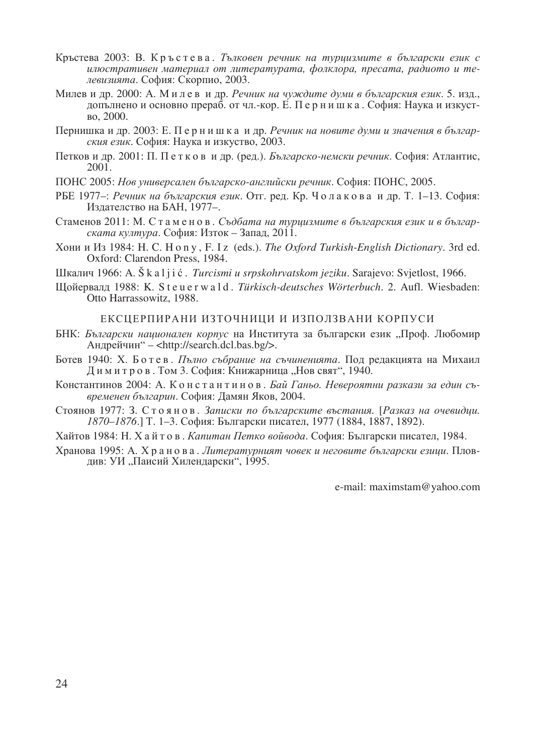Кръстева 2003: В. К р ъ с т е в а . *Тълковен речник на турцизмите в български език с илюстративен материал от литературата, фолклора, пресата, радиото и телевизията*. София: Скорпио, 2003.

Милев и др. 2000: А. М и л е в и др. *Речник на чуждите думи в българския език*. 5. изд., допълнено и основно прераб. от чл.-кор. Е. П е р н и ш к а . София: Наука и изкуство, 2000.

Пернишка и др. 2003: Е. П е р н и ш к а и др. *Речник на новите думи и значения в българския език*. София: Наука и изкуство, 2003.

Петков и др. 2001: П. П е т к о в и др. (ред.). *Българско-немски речник*. София: Атлантис, 2001.

ПОНС 2005: *Нов универсален българско-английски речник*. София: ПОНС, 2005.

РБЕ 1977–: *Речник на българския език*. Отг. ред. Кр. Ч о л а к о в а и др. Т. 1–13. София: Издателство на БАН, 1977–.

Стаменов 2011: М. С т а м е н о в . *Съдбата на турцизмите в българския език и в българската култура*. София: Изток – Запад, 2011.

Хони и Из 1984: H. C. H o n y , F. I z (eds.). *The Oxford Turkish-English Dictionary*. 3rd ed. Oxford: Clarendon Press, 1984.

Шкалич 1966: A. Š k a l j i ć . *Turcismi u srpskohrvatskom jeziku*. Sarajevo: Svjetlost, 1966.

Щойервалд 1988: K. S t e u e r w a l d . *Türkisch-deutsches Wörterbuch*. 2. Aufl. Wiesbaden: Otto Harrassowitz, 1988.

## ЕКСЦЕРПИРАНИ ИЗТОЧНИЦИ И ИЗПОЛЗВАНИ КОРПУСИ

БНК: *Български национален корпус* на Института за български език „Проф. Любомир Андрейчин" – <http://search.dcl.bas.bg/>.

Ботев 1940: Х. Б о т е в . *Пълно събрание на съчиненията*. Под редакцията на Михаил Д и м и т р о в . Том 3. София: Книжарница „Нов свят", 1940.

Константинов 2004: А. К о н с т а н т и н о в . *Бай Ганьо. Невероятни разкази за един съвременен българин*. София: Дамян Яков, 2004.

Стоянов 1977: З. С т о я н о в . *Записки по българските въстания.* [*Разказ на очевидци. 1870–1876*.] Т. 1–3. София: Български писател, 1977 (1884, 1887, 1892).

Хайтов 1984: Н. Х а й т о в . *Капитан Петко войвода*. София: Български писател, 1984.

Хранова 1995: А. Х р а н о в а . *Литературният човек и неговите български езици*. Пловдив: УИ „Паисий Хилендарски", 1995.

e-mail: maximstam@yahoo.com